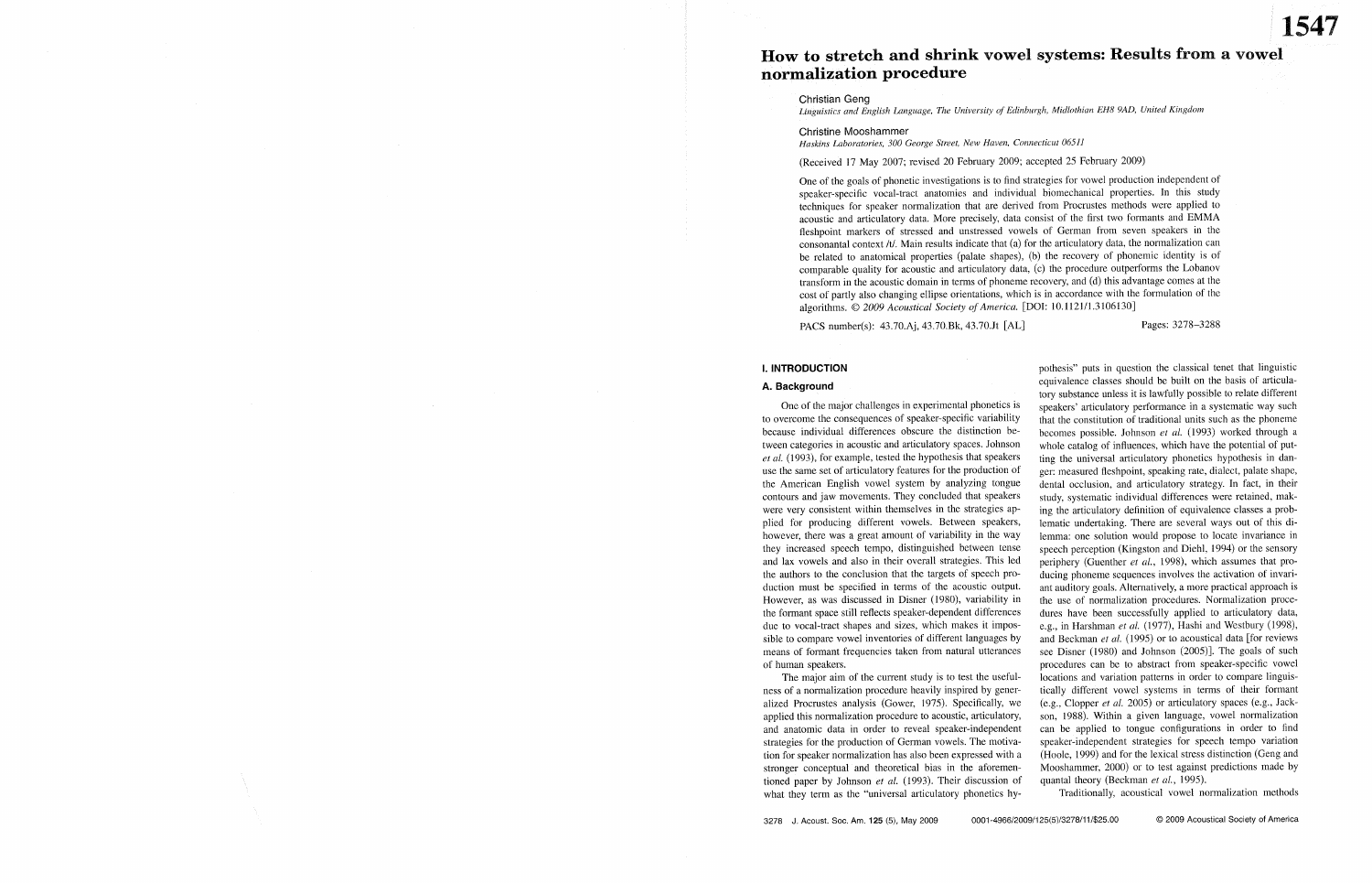# How to stretch and shrink vowel systems: Results from a vowel normalization procedure

Christian Geng
*Linguistics and English Language, The University of Edinburgh, Midlothian EH8 9AD, United Kingdom*

Christine Mooshammer
*Haskins Laboratories, 300 George Street, New Haven, Connecticut 06511*

(Received 17 May 2007; revised 20 February 2009; accepted 25 February 2009)

One of the goals of phonetic investigations is to find strategies for vowel production independent of speaker-specific vocal-tract anatomies and individual biomechanical properties. In this study techniques for speaker normalization that are derived from Procrustes methods were applied to acoustic and articulatory data. More precisely, data consist of the first two formants and EMMA fleshpoint markers of stressed and unstressed vowels of German from seven speakers in the consonantal context /t/. Main results indicate that (a) for the articulatory data, the normalization can be related to anatomical properties (palate shapes), (b) the recovery of phonemic identity is of comparable quality for acoustic and articulatory data, (c) the procedure outperforms the Lobanov transform in the acoustic domain in terms of phoneme recovery, and (d) this advantage comes at the cost of partly also changing ellipse orientations, which is in accordance with the formulation of the algorithms. © *2009 Acoustical Society of America.* [DOI: 10.1121/1.3106130]

PACS number(s): 43.70.Aj, 43.70.Bk, 43.70.Jt [AL]

## I. INTRODUCTION

### A. Background

One of the major challenges in experimental phonetics is to overcome the consequences of speaker-specific variability because individual differences obscure the distinction between categories in acoustic and articulatory spaces. Johnson *et al.* (1993), for example, tested the hypothesis that speakers use the same set of articulatory features for the production of the American English vowel system by analyzing tongue contours and jaw movements. They concluded that speakers were very consistent within themselves in the strategies applied for producing different vowels. Between speakers, however, there was a great amount of variability in the way they increased speech tempo, distinguished between tense and lax vowels and also in their overall strategies. This led the authors to the conclusion that the targets of speech production must be specified in terms of the acoustic output. However, as was discussed in Disner (1980), variability in the formant space still reflects speaker-dependent differences due to vocal-tract shapes and sizes, which makes it impossible to compare vowel inventories of different languages by means of formant frequencies taken from natural utterances of human speakers.

The major aim of the current study is to test the usefulness of a normalization procedure heavily inspired by generalized Procrustes analysis (Gower, 1975). Specifically, we applied this normalization procedure to acoustic, articulatory, and anatomic data in order to reveal speaker-independent strategies for the production of German vowels. The motivation for speaker normalization has also been expressed with a stronger conceptual and theoretical bias in the aforementioned paper by Johnson *et al.* (1993). Their discussion of what they term as the "universal articulatory phonetics hypothesis" puts in question the classical tenet that linguistic equivalence classes should be built on the basis of articulatory substance unless it is lawfully possible to relate different speakers' articulatory performance in a systematic way such that the constitution of traditional units such as the phoneme becomes possible. Johnson *et al.* (1993) worked through a whole catalog of influences, which have the potential of putting the universal articulatory phonetics hypothesis in danger: measured fleshpoint, speaking rate, dialect, palate shape, dental occlusion, and articulatory strategy. In fact, in their study, systematic individual differences were retained, making the articulatory definition of equivalence classes a problematic undertaking. There are several ways out of this dilemma: one solution would propose to locate invariance in speech perception (Kingston and Diehl, 1994) or the sensory periphery (Guenther *et al.*, 1998), which assumes that producing phoneme sequences involves the activation of invariant auditory goals. Alternatively, a more practical approach is the use of normalization procedures. Normalization procedures have been successfully applied to articulatory data, e.g., in Harshman *et al.* (1977), Hashi and Westbury (1998), and Beckman *et al.* (1995) or to acoustical data [for reviews see Disner (1980) and Johnson (2005)]. The goals of such procedures can be to abstract from speaker-specific vowel locations and variation patterns in order to compare linguistically different vowel systems in terms of their formant (e.g., Clopper *et al.* 2005) or articulatory spaces (e.g., Jackson, 1988). Within a given language, vowel normalization can be applied to tongue configurations in order to find speaker-independent strategies for speech tempo variation (Hoole, 1999) and for the lexical stress distinction (Geng and Mooshammer, 2000) or to test against predictions made by quantal theory (Beckman *et al.*, 1995).

Traditionally, acoustical vowel normalization methods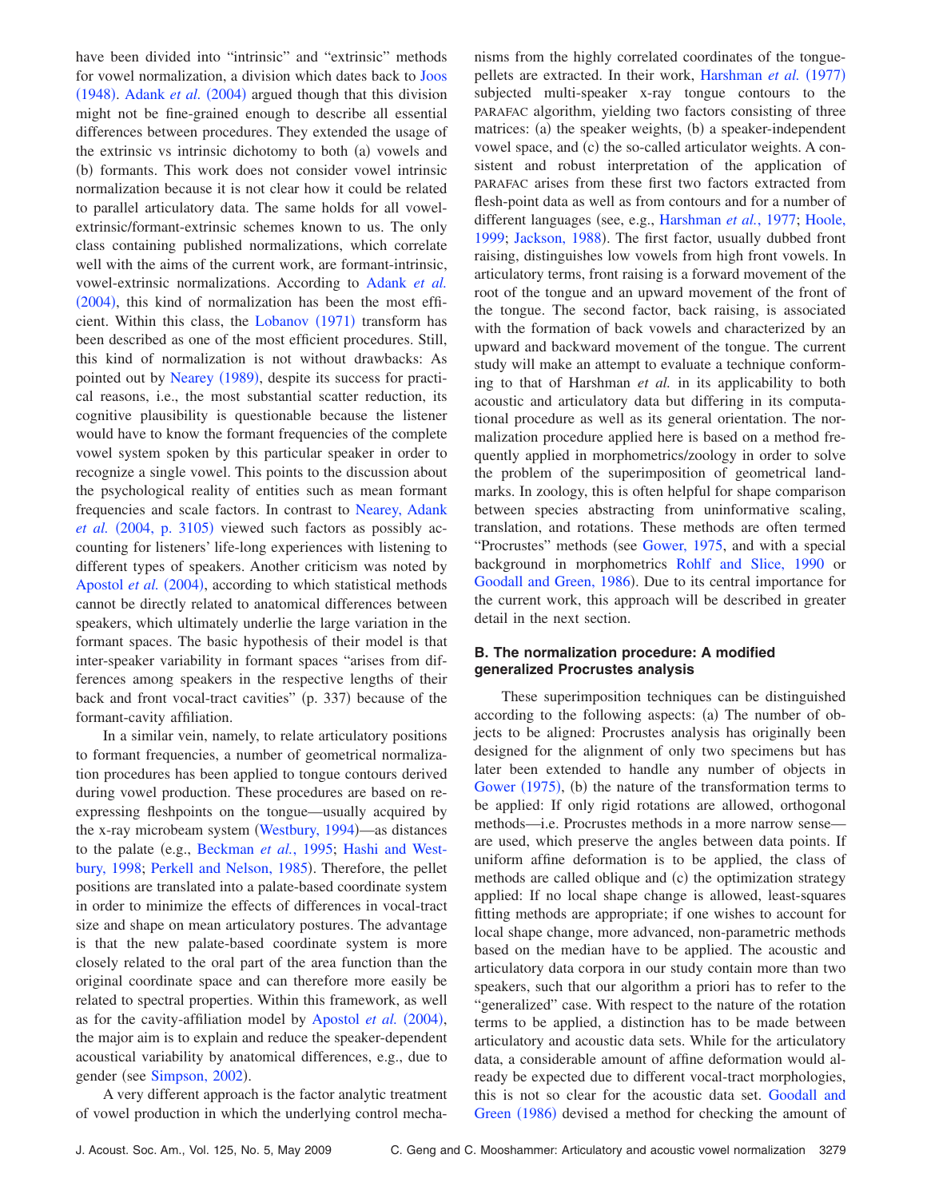have been divided into "intrinsic" and "extrinsic" methods for vowel normalization, a division which dates back to Joos (1948). Adank *et al.* (2004) argued though that this division might not be fine-grained enough to describe all essential differences between procedures. They extended the usage of the extrinsic vs intrinsic dichotomy to both (a) vowels and (b) formants. This work does not consider vowel intrinsic normalization because it is not clear how it could be related to parallel articulatory data. The same holds for all vowel-extrinsic/formant-extrinsic schemes known to us. The only class containing published normalizations, which correlate well with the aims of the current work, are formant-intrinsic, vowel-extrinsic normalizations. According to Adank *et al.* (2004), this kind of normalization has been the most efficient. Within this class, the Lobanov (1971) transform has been described as one of the most efficient procedures. Still, this kind of normalization is not without drawbacks: As pointed out by Nearey (1989), despite its success for practical reasons, i.e., the most substantial scatter reduction, its cognitive plausibility is questionable because the listener would have to know the formant frequencies of the complete vowel system spoken by this particular speaker in order to recognize a single vowel. This points to the discussion about the psychological reality of entities such as mean formant frequencies and scale factors. In contrast to Nearey, Adank *et al.* (2004, p. 3105) viewed such factors as possibly accounting for listeners' life-long experiences with listening to different types of speakers. Another criticism was noted by Apostol *et al.* (2004), according to which statistical methods cannot be directly related to anatomical differences between speakers, which ultimately underlie the large variation in the formant spaces. The basic hypothesis of their model is that inter-speaker variability in formant spaces "arises from differences among speakers in the respective lengths of their back and front vocal-tract cavities" (p. 337) because of the formant-cavity affiliation.

In a similar vein, namely, to relate articulatory positions to formant frequencies, a number of geometrical normalization procedures has been applied to tongue contours derived during vowel production. These procedures are based on re-expressing fleshpoints on the tongue—usually acquired by the x-ray microbeam system (Westbury, 1994)—as distances to the palate (e.g., Beckman *et al.*, 1995; Hashi and Westbury, 1998; Perkell and Nelson, 1985). Therefore, the pellet positions are translated into a palate-based coordinate system in order to minimize the effects of differences in vocal-tract size and shape on mean articulatory postures. The advantage is that the new palate-based coordinate system is more closely related to the oral part of the area function than the original coordinate space and can therefore more easily be related to spectral properties. Within this framework, as well as for the cavity-affiliation model by Apostol *et al.* (2004), the major aim is to explain and reduce the speaker-dependent acoustical variability by anatomical differences, e.g., due to gender (see Simpson, 2002).

A very different approach is the factor analytic treatment of vowel production in which the underlying control mechanisms from the highly correlated coordinates of the tongue-pellets are extracted. In their work, Harshman *et al.* (1977) subjected multi-speaker x-ray tongue contours to the PARAFAC algorithm, yielding two factors consisting of three matrices: (a) the speaker weights, (b) a speaker-independent vowel space, and (c) the so-called articulator weights. A consistent and robust interpretation of the application of PARAFAC arises from these first two factors extracted from flesh-point data as well as from contours and for a number of different languages (see, e.g., Harshman *et al.*, 1977; Hoole, 1999; Jackson, 1988). The first factor, usually dubbed front raising, distinguishes low vowels from high front vowels. In articulatory terms, front raising is a forward movement of the root of the tongue and an upward movement of the front of the tongue. The second factor, back raising, is associated with the formation of back vowels and characterized by an upward and backward movement of the tongue. The current study will make an attempt to evaluate a technique conforming to that of Harshman *et al.* in its applicability to both acoustic and articulatory data but differing in its computational procedure as well as its general orientation. The normalization procedure applied here is based on a method frequently applied in morphometrics/zoology in order to solve the problem of the superimposition of geometrical landmarks. In zoology, this is often helpful for shape comparison between species abstracting from uninformative scaling, translation, and rotations. These methods are often termed "Procrustes" methods (see Gower, 1975, and with a special background in morphometrics Rohlf and Slice, 1990 or Goodall and Green, 1986). Due to its central importance for the current work, this approach will be described in greater detail in the next section.

### B. The normalization procedure: A modified generalized Procrustes analysis

These superimposition techniques can be distinguished according to the following aspects: (a) The number of objects to be aligned: Procrustes analysis has originally been designed for the alignment of only two specimens but has later been extended to handle any number of objects in Gower (1975), (b) the nature of the transformation terms to be applied: If only rigid rotations are allowed, orthogonal methods—i.e. Procrustes methods in a more narrow sense—are used, which preserve the angles between data points. If uniform affine deformation is to be applied, the class of methods are called oblique and (c) the optimization strategy applied: If no local shape change is allowed, least-squares fitting methods are appropriate; if one wishes to account for local shape change, more advanced, non-parametric methods based on the median have to be applied. The acoustic and articulatory data corpora in our study contain more than two speakers, such that our algorithm a priori has to refer to the "generalized" case. With respect to the nature of the rotation terms to be applied, a distinction has to be made between articulatory and acoustic data sets. While for the articulatory data, a considerable amount of affine deformation would already be expected due to different vocal-tract morphologies, this is not so clear for the acoustic data set. Goodall and Green (1986) devised a method for checking the amount of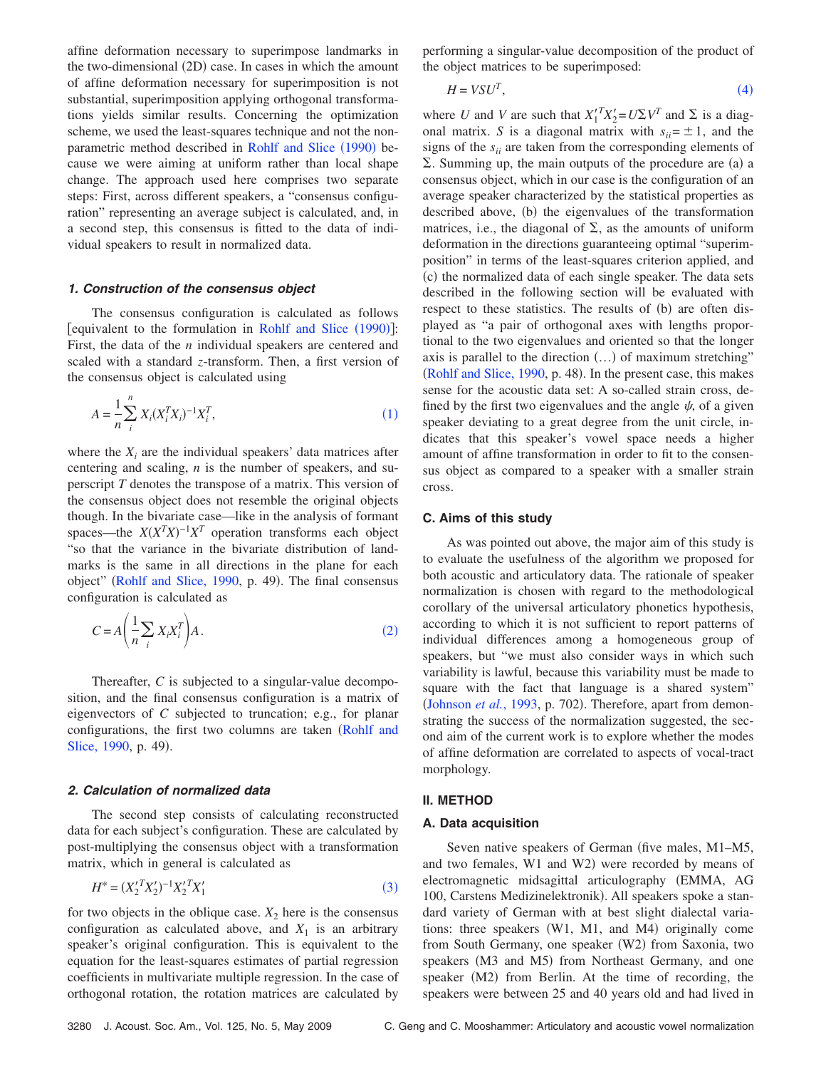affine deformation necessary to superimpose landmarks in the two-dimensional (2D) case. In cases in which the amount of affine deformation necessary for superimposition is not substantial, superimposition applying orthogonal transformations yields similar results. Concerning the optimization scheme, we used the least-squares technique and not the nonparametric method described in Rohlf and Slice (1990) because we were aiming at uniform rather than local shape change. The approach used here comprises two separate steps: First, across different speakers, a "consensus configuration" representing an average subject is calculated, and, in a second step, this consensus is fitted to the data of individual speakers to result in normalized data.

#### *1. Construction of the consensus object*

The consensus configuration is calculated as follows [equivalent to the formulation in Rohlf and Slice (1990)]: First, the data of the $n$ individual speakers are centered and scaled with a standard $z$-transform. Then, a first version of the consensus object is calculated using

$$A = \frac{1}{n}\sum_{i}^{n} X_i(X_i^T X_i)^{-1} X_i^T, \tag{1}$$

where the $X_i$ are the individual speakers' data matrices after centering and scaling, $n$ is the number of speakers, and superscript $T$ denotes the transpose of a matrix. This version of the consensus object does not resemble the original objects though. In the bivariate case—like in the analysis of formant spaces—the $X(X^TX)^{-1}X^T$ operation transforms each object "so that the variance in the bivariate distribution of landmarks is the same in all directions in the plane for each object" (Rohlf and Slice, 1990, p. 49). The final consensus configuration is calculated as

$$C = A\left(\frac{1}{n}\sum_{i} X_i X_i^T\right)A. \tag{2}$$

Thereafter, $C$ is subjected to a singular-value decomposition, and the final consensus configuration is a matrix of eigenvectors of $C$ subjected to truncation; e.g., for planar configurations, the first two columns are taken (Rohlf and Slice, 1990, p. 49).

#### *2. Calculation of normalized data*

The second step consists of calculating reconstructed data for each subject's configuration. These are calculated by post-multiplying the consensus object with a transformation matrix, which in general is calculated as

$$H^* = (X_2'^T X_2')^{-1} X_2'^T X_1' \tag{3}$$

for two objects in the oblique case. $X_2$ here is the consensus configuration as calculated above, and $X_1$ is an arbitrary speaker's original configuration. This is equivalent to the equation for the least-squares estimates of partial regression coefficients in multivariate multiple regression. In the case of orthogonal rotation, the rotation matrices are calculated by performing a singular-value decomposition of the product of the object matrices to be superimposed:

$$H = VSU^T, \tag{4}$$

where $U$ and $V$ are such that $X_1'^T X_2' = U\Sigma V^T$ and $\Sigma$ is a diagonal matrix. $S$ is a diagonal matrix with $s_{ii} = \pm 1$, and the signs of the $s_{ii}$ are taken from the corresponding elements of $\Sigma$. Summing up, the main outputs of the procedure are (a) a consensus object, which in our case is the configuration of an average speaker characterized by the statistical properties as described above, (b) the eigenvalues of the transformation matrices, i.e., the diagonal of $\Sigma$, as the amounts of uniform deformation in the directions guaranteeing optimal "superimposition" in terms of the least-squares criterion applied, and (c) the normalized data of each single speaker. The data sets described in the following section will be evaluated with respect to these statistics. The results of (b) are often displayed as "a pair of orthogonal axes with lengths proportional to the two eigenvalues and oriented so that the longer axis is parallel to the direction (…) of maximum stretching" (Rohlf and Slice, 1990, p. 48). In the present case, this makes sense for the acoustic data set: A so-called strain cross, defined by the first two eigenvalues and the angle $\psi$, of a given speaker deviating to a great degree from the unit circle, indicates that this speaker's vowel space needs a higher amount of affine transformation in order to fit to the consensus object as compared to a speaker with a smaller strain cross.

### C. Aims of this study

As was pointed out above, the major aim of this study is to evaluate the usefulness of the algorithm we proposed for both acoustic and articulatory data. The rationale of speaker normalization is chosen with regard to the methodological corollary of the universal articulatory phonetics hypothesis, according to which it is not sufficient to report patterns of individual differences among a homogeneous group of speakers, but "we must also consider ways in which such variability is lawful, because this variability must be made to square with the fact that language is a shared system" (Johnson *et al.*, 1993, p. 702). Therefore, apart from demonstrating the success of the normalization suggested, the second aim of the current work is to explore whether the modes of affine deformation are correlated to aspects of vocal-tract morphology.

## II. METHOD

### A. Data acquisition

Seven native speakers of German (five males, M1–M5, and two females, W1 and W2) were recorded by means of electromagnetic midsagittal articulography (EMMA, AG 100, Carstens Medizinelektronik). All speakers spoke a standard variety of German with at best slight dialectal variations: three speakers (W1, M1, and M4) originally come from South Germany, one speaker (W2) from Saxonia, two speakers (M3 and M5) from Northeast Germany, and one speaker (M2) from Berlin. At the time of recording, the speakers were between 25 and 40 years old and had lived in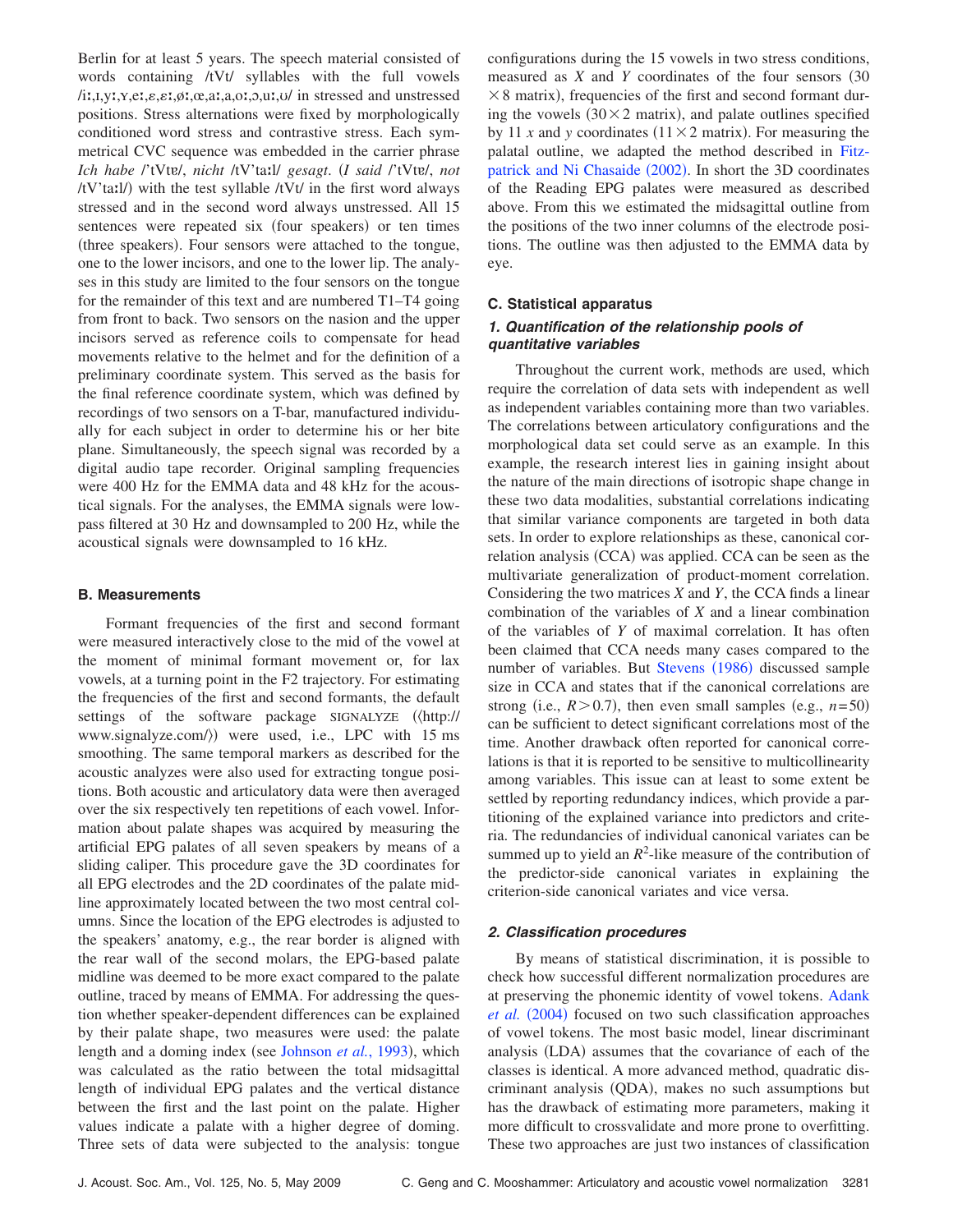Berlin for at least 5 years. The speech material consisted of words containing /tVt/ syllables with the full vowels /iː,ɪ,yː,ʏ,eː,ɛ,ɛː,øː,œ,aː,a,oː,ɔ,uː,ʊ/ in stressed and unstressed positions. Stress alternations were fixed by morphologically conditioned word stress and contrastive stress. Each symmetrical CVC sequence was embedded in the carrier phrase *Ich habe* /'tVtɐ/, *nicht* /tV'taːl/ *gesagt*. (*I said* /'tVtɐ/, *not* /tV'taːl/) with the test syllable /tVt/ in the first word always stressed and in the second word always unstressed. All 15 sentences were repeated six (four speakers) or ten times (three speakers). Four sensors were attached to the tongue, one to the lower incisors, and one to the lower lip. The analyses in this study are limited to the four sensors on the tongue for the remainder of this text and are numbered T1–T4 going from front to back. Two sensors on the nasion and the upper incisors served as reference coils to compensate for head movements relative to the helmet and for the definition of a preliminary coordinate system. This served as the basis for the final reference coordinate system, which was defined by recordings of two sensors on a T-bar, manufactured individually for each subject in order to determine his or her bite plane. Simultaneously, the speech signal was recorded by a digital audio tape recorder. Original sampling frequencies were 400 Hz for the EMMA data and 48 kHz for the acoustical signals. For the analyses, the EMMA signals were lowpass filtered at 30 Hz and downsampled to 200 Hz, while the acoustical signals were downsampled to 16 kHz.

## B. Measurements

Formant frequencies of the first and second formant were measured interactively close to the mid of the vowel at the moment of minimal formant movement or, for lax vowels, at a turning point in the F2 trajectory. For estimating the frequencies of the first and second formants, the default settings of the software package SIGNALYZE (⟨http://www.signalyze.com/⟩) were used, i.e., LPC with 15 ms smoothing. The same temporal markers as described for the acoustic analyzes were also used for extracting tongue positions. Both acoustic and articulatory data were then averaged over the six respectively ten repetitions of each vowel. Information about palate shapes was acquired by measuring the artificial EPG palates of all seven speakers by means of a sliding caliper. This procedure gave the 3D coordinates for all EPG electrodes and the 2D coordinates of the palate midline approximately located between the two most central columns. Since the location of the EPG electrodes is adjusted to the speakers' anatomy, e.g., the rear border is aligned with the rear wall of the second molars, the EPG-based palate midline was deemed to be more exact compared to the palate outline, traced by means of EMMA. For addressing the question whether speaker-dependent differences can be explained by their palate shape, two measures were used: the palate length and a doming index (see Johnson *et al.*, 1993), which was calculated as the ratio between the total midsagittal length of individual EPG palates and the vertical distance between the first and the last point on the palate. Higher values indicate a palate with a higher degree of doming. Three sets of data were subjected to the analysis: tongue configurations during the 15 vowels in two stress conditions, measured as $X$ and $Y$ coordinates of the four sensors ($30 \times 8$ matrix), frequencies of the first and second formant during the vowels ($30 \times 2$ matrix), and palate outlines specified by 11 $x$ and $y$ coordinates ($11 \times 2$ matrix). For measuring the palatal outline, we adapted the method described in Fitzpatrick and Ni Chasaide (2002). In short the 3D coordinates of the Reading EPG palates were measured as described above. From this we estimated the midsagittal outline from the positions of the two inner columns of the electrode positions. The outline was then adjusted to the EMMA data by eye.

## C. Statistical apparatus

### 1. Quantification of the relationship pools of quantitative variables

Throughout the current work, methods are used, which require the correlation of data sets with independent as well as independent variables containing more than two variables. The correlations between articulatory configurations and the morphological data set could serve as an example. In this example, the research interest lies in gaining insight about the nature of the main directions of isotropic shape change in these two data modalities, substantial correlations indicating that similar variance components are targeted in both data sets. In order to explore relationships as these, canonical correlation analysis (CCA) was applied. CCA can be seen as the multivariate generalization of product-moment correlation. Considering the two matrices $X$ and $Y$, the CCA finds a linear combination of the variables of $X$ and a linear combination of the variables of $Y$ of maximal correlation. It has often been claimed that CCA needs many cases compared to the number of variables. But Stevens (1986) discussed sample size in CCA and states that if the canonical correlations are strong (i.e., $R > 0.7$), then even small samples (e.g., $n = 50$) can be sufficient to detect significant correlations most of the time. Another drawback often reported for canonical correlations is that it is reported to be sensitive to multicollinearity among variables. This issue can at least to some extent be settled by reporting redundancy indices, which provide a partitioning of the explained variance into predictors and criteria. The redundancies of individual canonical variates can be summed up to yield an $R^2$-like measure of the contribution of the predictor-side canonical variates in explaining the criterion-side canonical variates and vice versa.

### 2. Classification procedures

By means of statistical discrimination, it is possible to check how successful different normalization procedures are at preserving the phonemic identity of vowel tokens. Adank *et al.* (2004) focused on two such classification approaches of vowel tokens. The most basic model, linear discriminant analysis (LDA) assumes that the covariance of each of the classes is identical. A more advanced method, quadratic discriminant analysis (QDA), makes no such assumptions but has the drawback of estimating more parameters, making it more difficult to crossvalidate and more prone to overfitting. These two approaches are just two instances of classification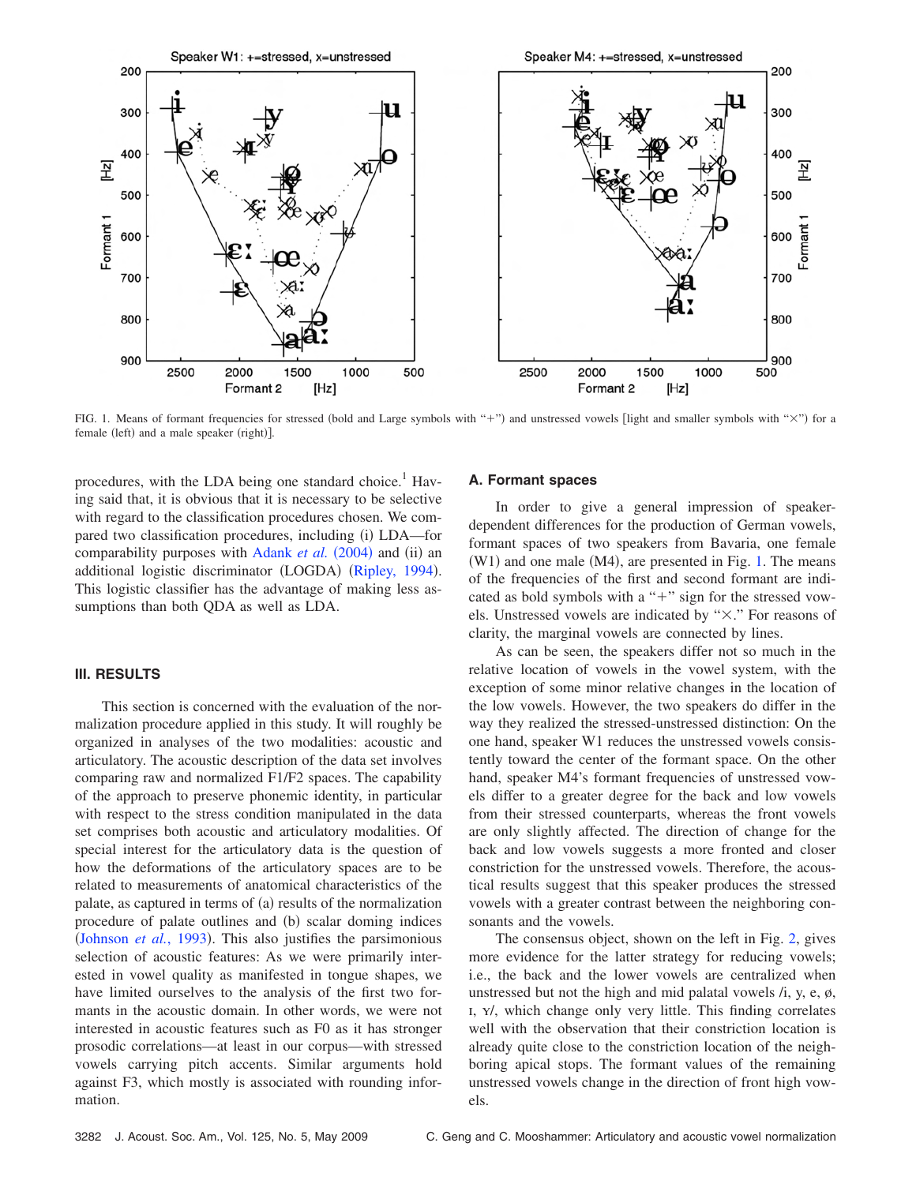FIG. 1. Means of formant frequencies for stressed (bold and Large symbols with "+") and unstressed vowels [light and smaller symbols with "×") for a female (left) and a male speaker (right)].

procedures, with the LDA being one standard choice.[1] Having said that, it is obvious that it is necessary to be selective with regard to the classification procedures chosen. We compared two classification procedures, including (i) LDA—for comparability purposes with Adank *et al.* (2004) and (ii) an additional logistic discriminator (LOGDA) (Ripley, 1994). This logistic classifier has the advantage of making less assumptions than both QDA as well as LDA.

## III. RESULTS

This section is concerned with the evaluation of the normalization procedure applied in this study. It will roughly be organized in analyses of the two modalities: acoustic and articulatory. The acoustic description of the data set involves comparing raw and normalized F1/F2 spaces. The capability of the approach to preserve phonemic identity, in particular with respect to the stress condition manipulated in the data set comprises both acoustic and articulatory modalities. Of special interest for the articulatory data is the question of how the deformations of the articulatory spaces are to be related to measurements of anatomical characteristics of the palate, as captured in terms of (a) results of the normalization procedure of palate outlines and (b) scalar doming indices (Johnson *et al.*, 1993). This also justifies the parsimonious selection of acoustic features: As we were primarily interested in vowel quality as manifested in tongue shapes, we have limited ourselves to the analysis of the first two formants in the acoustic domain. In other words, we were not interested in acoustic features such as F0 as it has stronger prosodic correlations—at least in our corpus—with stressed vowels carrying pitch accents. Similar arguments hold against F3, which mostly is associated with rounding information.

### A. Formant spaces

In order to give a general impression of speaker-dependent differences for the production of German vowels, formant spaces of two speakers from Bavaria, one female (W1) and one male (M4), are presented in Fig. 1. The means of the frequencies of the first and second formant are indicated as bold symbols with a "+" sign for the stressed vowels. Unstressed vowels are indicated by "×." For reasons of clarity, the marginal vowels are connected by lines.

As can be seen, the speakers differ not so much in the relative location of vowels in the vowel system, with the exception of some minor relative changes in the location of the low vowels. However, the two speakers do differ in the way they realized the stressed-unstressed distinction: On the one hand, speaker W1 reduces the unstressed vowels consistently toward the center of the formant space. On the other hand, speaker M4's formant frequencies of unstressed vowels differ to a greater degree for the back and low vowels from their stressed counterparts, whereas the front vowels are only slightly affected. The direction of change for the back and low vowels suggests a more fronted and closer constriction for the unstressed vowels. Therefore, the acoustical results suggest that this speaker produces the stressed vowels with a greater contrast between the neighboring consonants and the vowels.

The consensus object, shown on the left in Fig. 2, gives more evidence for the latter strategy for reducing vowels; i.e., the back and the lower vowels are centralized when unstressed but not the high and mid palatal vowels /i, y, e, ø, ɪ, ʏ/, which change only very little. This finding correlates well with the observation that their constriction location is already quite close to the constriction location of the neighboring apical stops. The formant values of the remaining unstressed vowels change in the direction of front high vowels.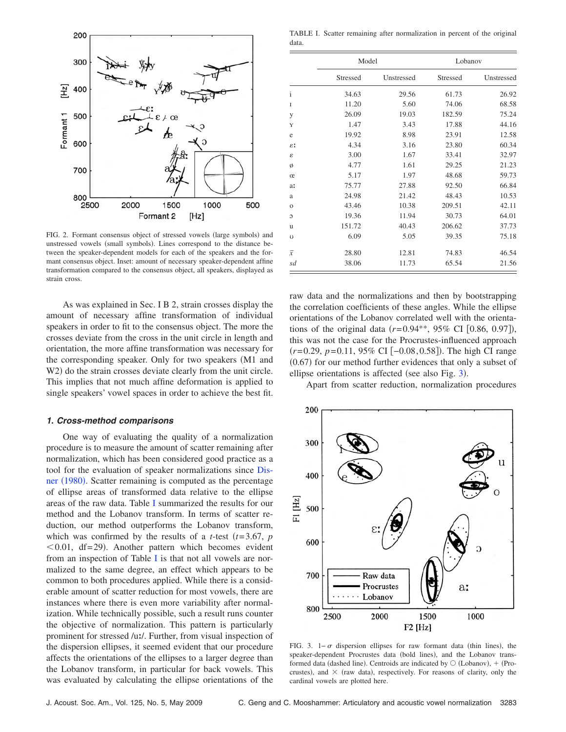FIG. 2. Formant consensus object of stressed vowels (large symbols) and unstressed vowels (small symbols). Lines correspond to the distance between the speaker-dependent models for each of the speakers and the formant consensus object. Inset: amount of necessary speaker-dependent affine transformation compared to the consensus object, all speakers, displayed as strain cross.

As was explained in Sec. I B 2, strain crosses display the amount of necessary affine transformation of individual speakers in order to fit to the consensus object. The more the crosses deviate from the cross in the unit circle in length and orientation, the more affine transformation was necessary for the corresponding speaker. Only for two speakers (M1 and W2) do the strain crosses deviate clearly from the unit circle. This implies that not much affine deformation is applied to single speakers' vowel spaces in order to achieve the best fit.

### *1. Cross-method comparisons*

One way of evaluating the quality of a normalization procedure is to measure the amount of scatter remaining after normalization, which has been considered good practice as a tool for the evaluation of speaker normalizations since Disner (1980). Scatter remaining is computed as the percentage of ellipse areas of transformed data relative to the ellipse areas of the raw data. Table I summarized the results for our method and the Lobanov transform. In terms of scatter reduction, our method outperforms the Lobanov transform, which was confirmed by the results of a *t*-test ($t=3.67$, $p<0.01$, df=29). Another pattern which becomes evident from an inspection of Table I is that not all vowels are normalized to the same degree, an effect which appears to be common to both procedures applied. While there is a considerable amount of scatter reduction for most vowels, there are instances where there is even more variability after normalization. While technically possible, such a result runs counter the objective of normalization. This pattern is particularly prominent for stressed /uː/. Further, from visual inspection of the dispersion ellipses, it seemed evident that our procedure affects the orientations of the ellipses to a larger degree than the Lobanov transform, in particular for back vowels. This was evaluated by calculating the ellipse orientations of the

TABLE I. Scatter remaining after normalization in percent of the original data.

| | Model | | Lobanov | |
|---|---|---|---|---|
| | Stressed | Unstressed | Stressed | Unstressed |
| i | 34.63 | 29.56 | 61.73 | 26.92 |
| ɪ | 11.20 | 5.60 | 74.06 | 68.58 |
| y | 26.09 | 19.03 | 182.59 | 75.24 |
| ʏ | 1.47 | 3.43 | 17.88 | 44.16 |
| e | 19.92 | 8.98 | 23.91 | 12.58 |
| ɛː | 4.34 | 3.16 | 23.80 | 60.34 |
| ɛ | 3.00 | 1.67 | 33.41 | 32.97 |
| ø | 4.77 | 1.61 | 29.25 | 21.23 |
| œ | 5.17 | 1.97 | 48.68 | 59.73 |
| aː | 75.77 | 27.88 | 92.50 | 66.84 |
| a | 24.98 | 21.42 | 48.43 | 10.53 |
| o | 43.46 | 10.38 | 209.51 | 42.11 |
| ɔ | 19.36 | 11.94 | 30.73 | 64.01 |
| u | 151.72 | 40.43 | 206.62 | 37.73 |
| ʊ | 6.09 | 5.05 | 39.35 | 75.18 |
| $\bar{x}$ | 28.80 | 12.81 | 74.83 | 46.54 |
| *sd* | 38.06 | 11.73 | 65.54 | 21.56 |

raw data and the normalizations and then by bootstrapping the correlation coefficients of these angles. While the ellipse orientations of the Lobanov correlated well with the orientations of the original data ($r=0.94^{**}$, 95% CI [0.86, 0.97]), this was not the case for the Procrustes-influenced approach ($r=0.29$, $p=0.11$, 95% CI [−0.08, 0.58]). The high CI range (0.67) for our method further evidences that only a subset of ellipse orientations is affected (see also Fig. 3).

Apart from scatter reduction, normalization procedures

FIG. 3. 1−$\sigma$ dispersion ellipses for raw formant data (thin lines), the speaker-dependent Procrustes data (bold lines), and the Lobanov transformed data (dashed line). Centroids are indicated by ○ (Lobanov), + (Procrustes), and × (raw data), respectively. For reasons of clarity, only the cardinal vowels are plotted here.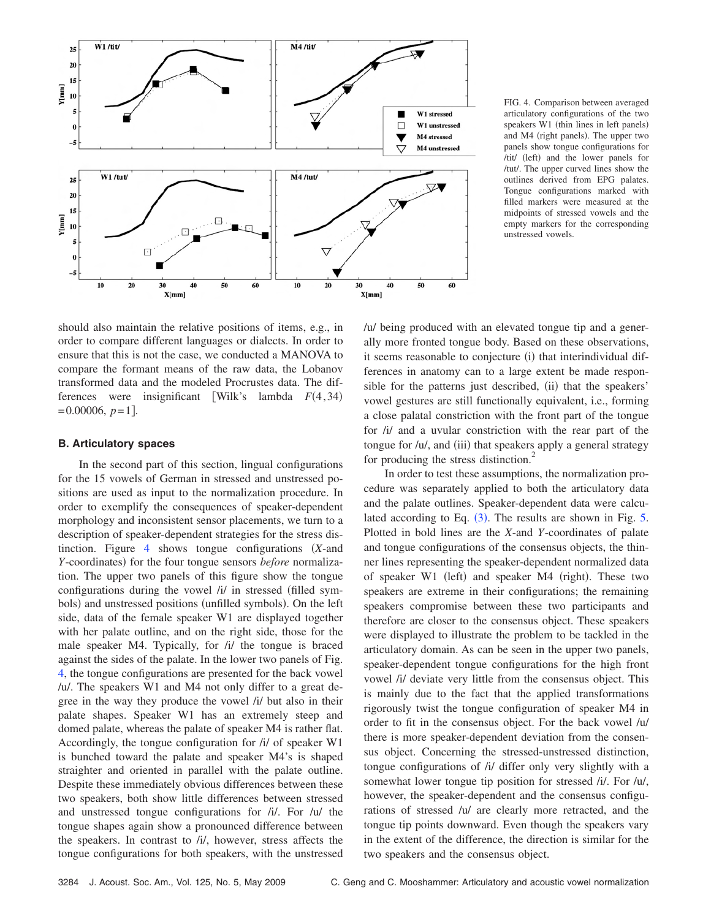FIG. 4. Comparison between averaged articulatory configurations of the two speakers W1 (thin lines in left panels) and M4 (right panels). The upper two panels show tongue configurations for /tit/ (left) and the lower panels for /tut/. The upper curved lines show the outlines derived from EPG palates. Tongue configurations marked with filled markers were measured at the midpoints of stressed vowels and the empty markers for the corresponding unstressed vowels.

should also maintain the relative positions of items, e.g., in order to compare different languages or dialects. In order to ensure that this is not the case, we conducted a MANOVA to compare the formant means of the raw data, the Lobanov transformed data and the modeled Procrustes data. The differences were insignificant [Wilk's lambda $F(4,34) = 0.00006$, $p = 1$].

### B. Articulatory spaces

In the second part of this section, lingual configurations for the 15 vowels of German in stressed and unstressed positions are used as input to the normalization procedure. In order to exemplify the consequences of speaker-dependent morphology and inconsistent sensor placements, we turn to a description of speaker-dependent strategies for the stress distinction. Figure 4 shows tongue configurations (*X*-and *Y*-coordinates) for the four tongue sensors *before* normalization. The upper two panels of this figure show the tongue configurations during the vowel /i/ in stressed (filled symbols) and unstressed positions (unfilled symbols). On the left side, data of the female speaker W1 are displayed together with her palate outline, and on the right side, those for the male speaker M4. Typically, for /i/ the tongue is braced against the sides of the palate. In the lower two panels of Fig. 4, the tongue configurations are presented for the back vowel /u/. The speakers W1 and M4 not only differ to a great degree in the way they produce the vowel /i/ but also in their palate shapes. Speaker W1 has an extremely steep and domed palate, whereas the palate of speaker M4 is rather flat. Accordingly, the tongue configuration for /i/ of speaker W1 is bunched toward the palate and speaker M4's is shaped straighter and oriented in parallel with the palate outline. Despite these immediately obvious differences between these two speakers, both show little differences between stressed and unstressed tongue configurations for /i/. For /u/ the tongue shapes again show a pronounced difference between the speakers. In contrast to /i/, however, stress affects the tongue configurations for both speakers, with the unstressed /u/ being produced with an elevated tongue tip and a generally more fronted tongue body. Based on these observations, it seems reasonable to conjecture (i) that interindividual differences in anatomy can to a large extent be made responsible for the patterns just described, (ii) that the speakers' vowel gestures are still functionally equivalent, i.e., forming a close palatal constriction with the front part of the tongue for /i/ and a uvular constriction with the rear part of the tongue for /u/, and (iii) that speakers apply a general strategy for producing the stress distinction.[2]

In order to test these assumptions, the normalization procedure was separately applied to both the articulatory data and the palate outlines. Speaker-dependent data were calculated according to Eq. (3). The results are shown in Fig. 5. Plotted in bold lines are the *X*-and *Y*-coordinates of palate and tongue configurations of the consensus objects, the thinner lines representing the speaker-dependent normalized data of speaker W1 (left) and speaker M4 (right). These two speakers are extreme in their configurations; the remaining speakers compromise between these two participants and therefore are closer to the consensus object. These speakers were displayed to illustrate the problem to be tackled in the articulatory domain. As can be seen in the upper two panels, speaker-dependent tongue configurations for the high front vowel /i/ deviate very little from the consensus object. This is mainly due to the fact that the applied transformations rigorously twist the tongue configuration of speaker M4 in order to fit in the consensus object. For the back vowel /u/ there is more speaker-dependent deviation from the consensus object. Concerning the stressed-unstressed distinction, tongue configurations of /i/ differ only very slightly with a somewhat lower tongue tip position for stressed /i/. For /u/, however, the speaker-dependent and the consensus configurations of stressed /u/ are clearly more retracted, and the tongue tip points downward. Even though the speakers vary in the extent of the difference, the direction is similar for the two speakers and the consensus object.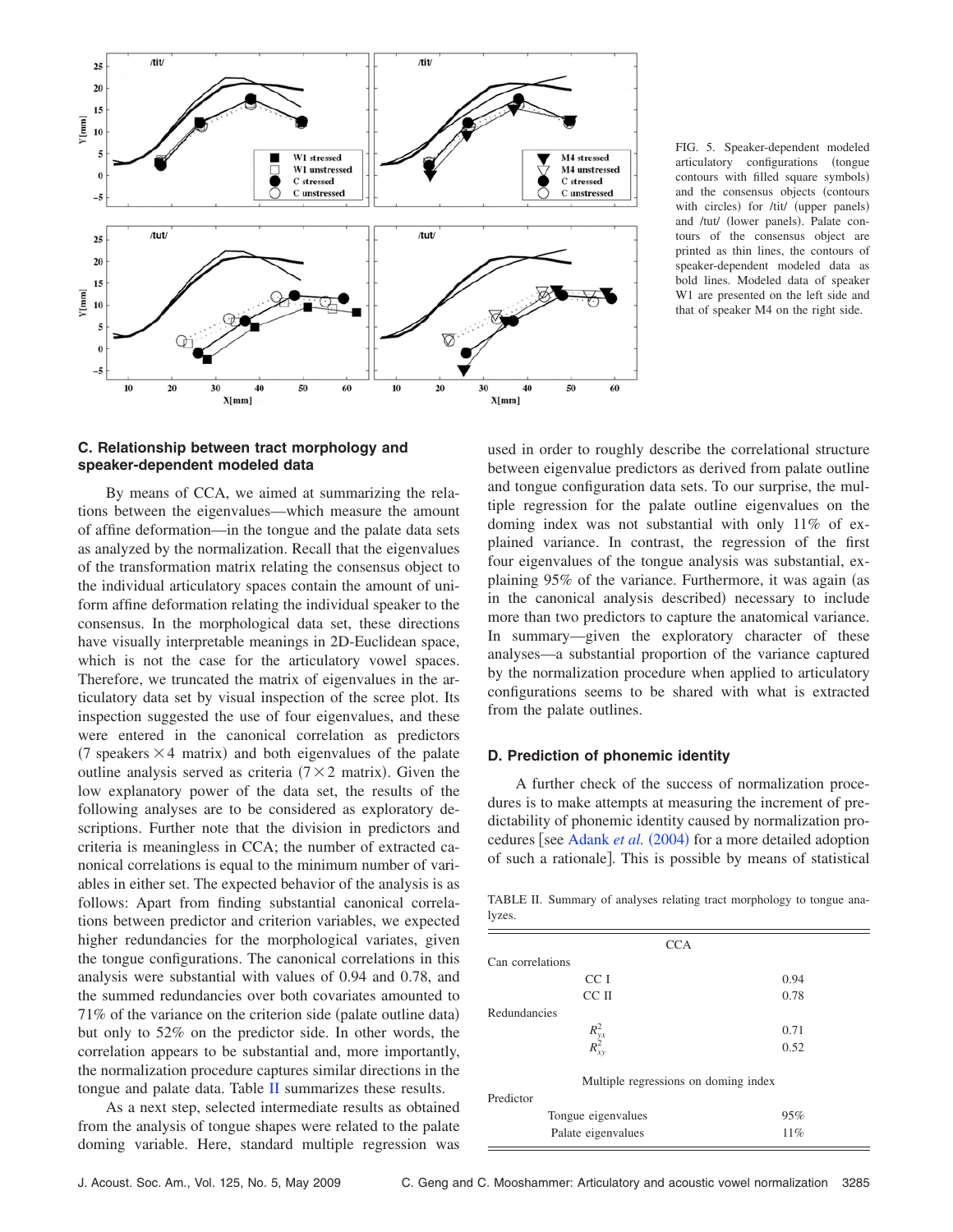FIG. 5. Speaker-dependent modeled articulatory configurations (tongue contours with filled square symbols) and the consensus objects (contours with circles) for /tit/ (upper panels) and /tut/ (lower panels). Palate contours of the consensus object are printed as thin lines, the contours of speaker-dependent modeled data as bold lines. Modeled data of speaker W1 are presented on the left side and that of speaker M4 on the right side.

### C. Relationship between tract morphology and speaker-dependent modeled data

By means of CCA, we aimed at summarizing the relations between the eigenvalues—which measure the amount of affine deformation—in the tongue and the palate data sets as analyzed by the normalization. Recall that the eigenvalues of the transformation matrix relating the consensus object to the individual articulatory spaces contain the amount of uniform affine deformation relating the individual speaker to the consensus. In the morphological data set, these directions have visually interpretable meanings in 2D-Euclidean space, which is not the case for the articulatory vowel spaces. Therefore, we truncated the matrix of eigenvalues in the articulatory data set by visual inspection of the scree plot. Its inspection suggested the use of four eigenvalues, and these were entered in the canonical correlation as predictors (7 speakers $\times 4$ matrix) and both eigenvalues of the palate outline analysis served as criteria ($7 \times 2$ matrix). Given the low explanatory power of the data set, the results of the following analyses are to be considered as exploratory descriptions. Further note that the division in predictors and criteria is meaningless in CCA; the number of extracted canonical correlations is equal to the minimum number of variables in either set. The expected behavior of the analysis is as follows: Apart from finding substantial canonical correlations between predictor and criterion variables, we expected higher redundancies for the morphological variates, given the tongue configurations. The canonical correlations in this analysis were substantial with values of 0.94 and 0.78, and the summed redundancies over both covariates amounted to 71% of the variance on the criterion side (palate outline data) but only to 52% on the predictor side. In other words, the correlation appears to be substantial and, more importantly, the normalization procedure captures similar directions in the tongue and palate data. Table II summarizes these results.

As a next step, selected intermediate results as obtained from the analysis of tongue shapes were related to the palate doming variable. Here, standard multiple regression was used in order to roughly describe the correlational structure between eigenvalue predictors as derived from palate outline and tongue configuration data sets. To our surprise, the multiple regression for the palate outline eigenvalues on the doming index was not substantial with only 11% of explained variance. In contrast, the regression of the first four eigenvalues of the tongue analysis was substantial, explaining 95% of the variance. Furthermore, it was again (as in the canonical analysis described) necessary to include more than two predictors to capture the anatomical variance. In summary—given the exploratory character of these analyses—a substantial proportion of the variance captured by the normalization procedure when applied to articulatory configurations seems to be shared with what is extracted from the palate outlines.

### D. Prediction of phonemic identity

A further check of the success of normalization procedures is to make attempts at measuring the increment of predictability of phonemic identity caused by normalization procedures [see Adank *et al.* (2004) for a more detailed adoption of such a rationale]. This is possible by means of statistical

TABLE II. Summary of analyses relating tract morphology to tongue analyzes.

| | CCA | |
|---|---|---|
| Can correlations | | |
| | CC I | 0.94 |
| | CC II | 0.78 |
| Redundancies | | |
| | $R^2_{yx}$ | 0.71 |
| | $R^2_{xy}$ | 0.52 |
| | Multiple regressions on doming index | |
| Predictor | | |
| | Tongue eigenvalues | 95% |
| | Palate eigenvalues | 11% |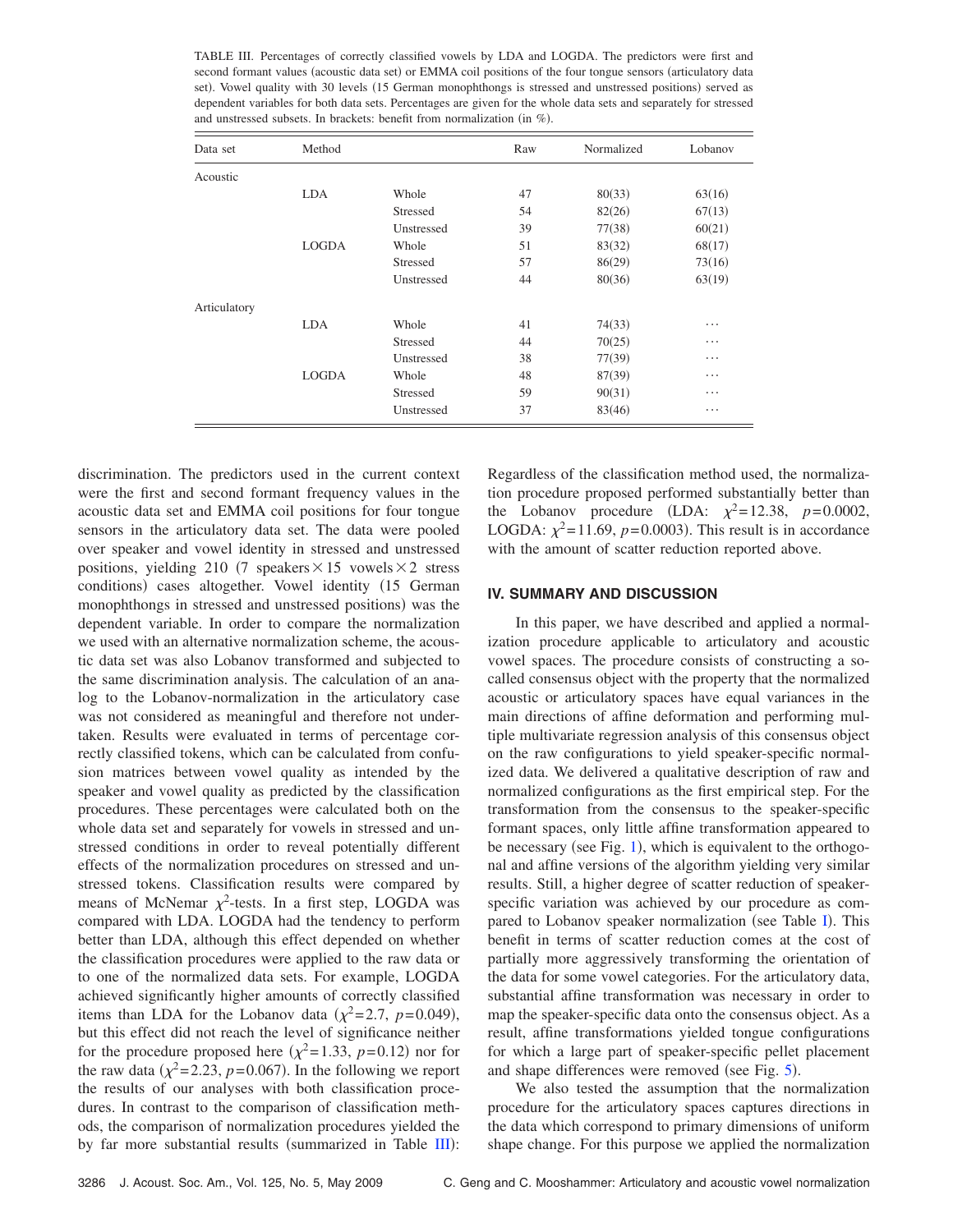TABLE III. Percentages of correctly classified vowels by LDA and LOGDA. The predictors were first and second formant values (acoustic data set) or EMMA coil positions of the four tongue sensors (articulatory data set). Vowel quality with 30 levels (15 German monophthongs is stressed and unstressed positions) served as dependent variables for both data sets. Percentages are given for the whole data sets and separately for stressed and unstressed subsets. In brackets: benefit from normalization (in %).

| Data set | Method | | Raw | Normalized | Lobanov |
|---|---|---|---|---|---|
| Acoustic | | | | | |
| | LDA | Whole | 47 | 80(33) | 63(16) |
| | | Stressed | 54 | 82(26) | 67(13) |
| | | Unstressed | 39 | 77(38) | 60(21) |
| | LOGDA | Whole | 51 | 83(32) | 68(17) |
| | | Stressed | 57 | 86(29) | 73(16) |
| | | Unstressed | 44 | 80(36) | 63(19) |
| Articulatory | | | | | |
| | LDA | Whole | 41 | 74(33) | ⋯ |
| | | Stressed | 44 | 70(25) | ⋯ |
| | | Unstressed | 38 | 77(39) | ⋯ |
| | LOGDA | Whole | 48 | 87(39) | ⋯ |
| | | Stressed | 59 | 90(31) | ⋯ |
| | | Unstressed | 37 | 83(46) | ⋯ |

discrimination. The predictors used in the current context were the first and second formant frequency values in the acoustic data set and EMMA coil positions for four tongue sensors in the articulatory data set. The data were pooled over speaker and vowel identity in stressed and unstressed positions, yielding 210 (7 speakers × 15 vowels × 2 stress conditions) cases altogether. Vowel identity (15 German monophthongs in stressed and unstressed positions) was the dependent variable. In order to compare the normalization we used with an alternative normalization scheme, the acoustic data set was also Lobanov transformed and subjected to the same discrimination analysis. The calculation of an analog to the Lobanov-normalization in the articulatory case was not considered as meaningful and therefore not undertaken. Results were evaluated in terms of percentage correctly classified tokens, which can be calculated from confusion matrices between vowel quality as intended by the speaker and vowel quality as predicted by the classification procedures. These percentages were calculated both on the whole data set and separately for vowels in stressed and unstressed conditions in order to reveal potentially different effects of the normalization procedures on stressed and unstressed tokens. Classification results were compared by means of McNemar $\chi^2$-tests. In a first step, LOGDA was compared with LDA. LOGDA had the tendency to perform better than LDA, although this effect depended on whether the classification procedures were applied to the raw data or to one of the normalized data sets. For example, LOGDA achieved significantly higher amounts of correctly classified items than LDA for the Lobanov data ($\chi^2=2.7$, $p=0.049$), but this effect did not reach the level of significance neither for the procedure proposed here ($\chi^2=1.33$, $p=0.12$) nor for the raw data ($\chi^2=2.23$, $p=0.067$). In the following we report the results of our analyses with both classification procedures. In contrast to the comparison of classification methods, the comparison of normalization procedures yielded the by far more substantial results (summarized in Table III): Regardless of the classification method used, the normalization procedure proposed performed substantially better than the Lobanov procedure (LDA: $\chi^2=12.38$, $p=0.0002$, LOGDA: $\chi^2=11.69$, $p=0.0003$). This result is in accordance with the amount of scatter reduction reported above.

## IV. SUMMARY AND DISCUSSION

In this paper, we have described and applied a normalization procedure applicable to articulatory and acoustic vowel spaces. The procedure consists of constructing a so-called consensus object with the property that the normalized acoustic or articulatory spaces have equal variances in the main directions of affine deformation and performing multiple multivariate regression analysis of this consensus object on the raw configurations to yield speaker-specific normalized data. We delivered a qualitative description of raw and normalized configurations as the first empirical step. For the transformation from the consensus to the speaker-specific formant spaces, only little affine transformation appeared to be necessary (see Fig. 1), which is equivalent to the orthogonal and affine versions of the algorithm yielding very similar results. Still, a higher degree of scatter reduction of speaker-specific variation was achieved by our procedure as compared to Lobanov speaker normalization (see Table I). This benefit in terms of scatter reduction comes at the cost of partially more aggressively transforming the orientation of the data for some vowel categories. For the articulatory data, substantial affine transformation was necessary in order to map the speaker-specific data onto the consensus object. As a result, affine transformations yielded tongue configurations for which a large part of speaker-specific pellet placement and shape differences were removed (see Fig. 5).

We also tested the assumption that the normalization procedure for the articulatory spaces captures directions in the data which correspond to primary dimensions of uniform shape change. For this purpose we applied the normalization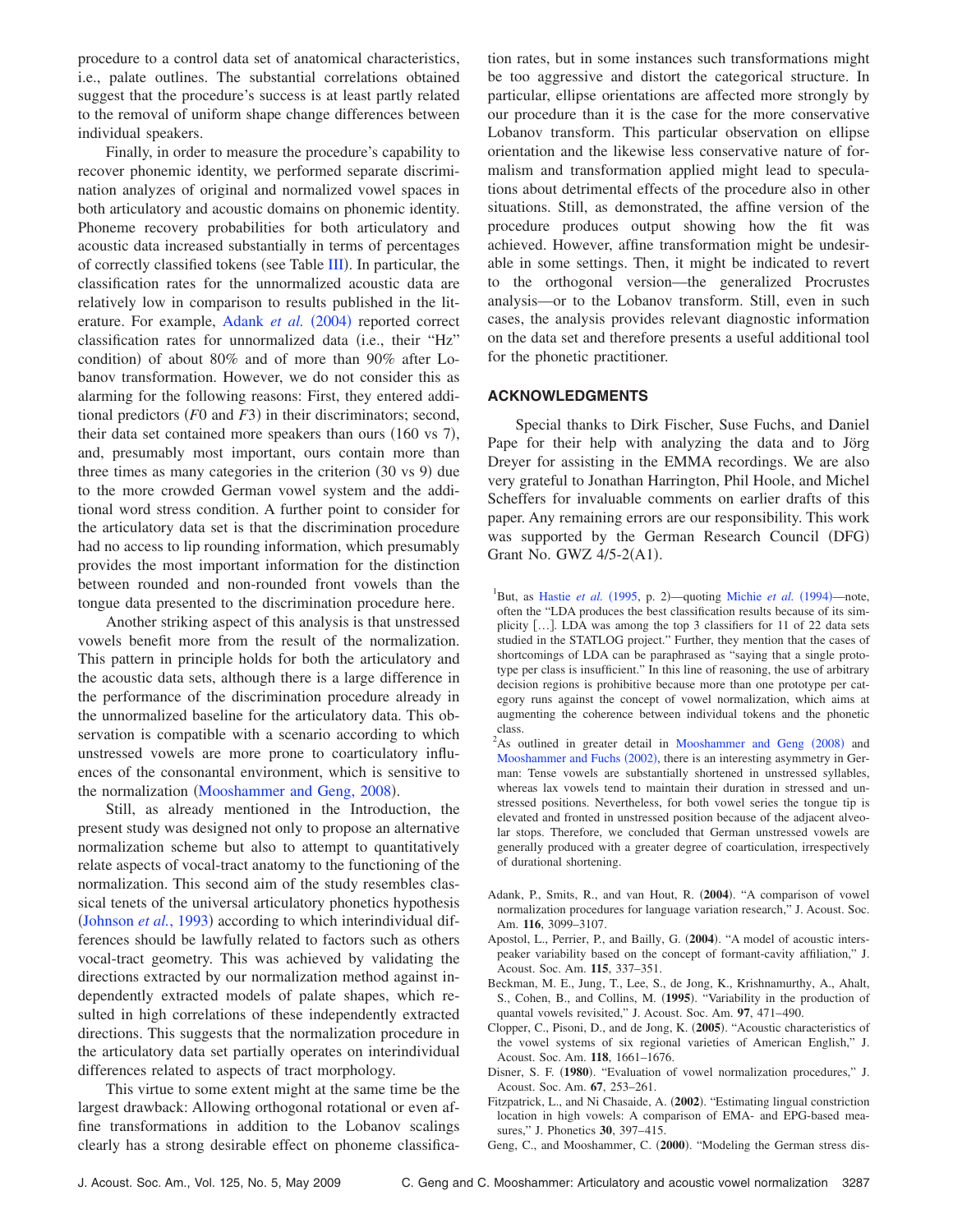procedure to a control data set of anatomical characteristics, i.e., palate outlines. The substantial correlations obtained suggest that the procedure's success is at least partly related to the removal of uniform shape change differences between individual speakers.

Finally, in order to measure the procedure's capability to recover phonemic identity, we performed separate discrimination analyzes of original and normalized vowel spaces in both articulatory and acoustic domains on phonemic identity. Phoneme recovery probabilities for both articulatory and acoustic data increased substantially in terms of percentages of correctly classified tokens (see Table III). In particular, the classification rates for the unnormalized acoustic data are relatively low in comparison to results published in the literature. For example, Adank *et al.* (2004) reported correct classification rates for unnormalized data (i.e., their "Hz" condition) of about 80% and of more than 90% after Lobanov transformation. However, we do not consider this as alarming for the following reasons: First, they entered additional predictors ($F0$ and $F3$) in their discriminators; second, their data set contained more speakers than ours (160 vs 7), and, presumably most important, ours contain more than three times as many categories in the criterion (30 vs 9) due to the more crowded German vowel system and the additional word stress condition. A further point to consider for the articulatory data set is that the discrimination procedure had no access to lip rounding information, which presumably provides the most important information for the distinction between rounded and non-rounded front vowels than the tongue data presented to the discrimination procedure here.

Another striking aspect of this analysis is that unstressed vowels benefit more from the result of the normalization. This pattern in principle holds for both the articulatory and the acoustic data sets, although there is a large difference in the performance of the discrimination procedure already in the unnormalized baseline for the articulatory data. This observation is compatible with a scenario according to which unstressed vowels are more prone to coarticulatory influences of the consonantal environment, which is sensitive to the normalization (Mooshammer and Geng, 2008).

Still, as already mentioned in the Introduction, the present study was designed not only to propose an alternative normalization scheme but also to attempt to quantitatively relate aspects of vocal-tract anatomy to the functioning of the normalization. This second aim of the study resembles classical tenets of the universal articulatory phonetics hypothesis (Johnson *et al.*, 1993) according to which interindividual differences should be lawfully related to factors such as others vocal-tract geometry. This was achieved by validating the directions extracted by our normalization method against independently extracted models of palate shapes, which resulted in high correlations of these independently extracted directions. This suggests that the normalization procedure in the articulatory data set partially operates on interindividual differences related to aspects of tract morphology.

This virtue to some extent might at the same time be the largest drawback: Allowing orthogonal rotational or even affine transformations in addition to the Lobanov scalings clearly has a strong desirable effect on phoneme classification rates, but in some instances such transformations might be too aggressive and distort the categorical structure. In particular, ellipse orientations are affected more strongly by our procedure than it is the case for the more conservative Lobanov transform. This particular observation on ellipse orientation and the likewise less conservative nature of formalism and transformation applied might lead to speculations about detrimental effects of the procedure also in other situations. Still, as demonstrated, the affine version of the procedure produces output showing how the fit was achieved. However, affine transformation might be undesirable in some settings. Then, it might be indicated to revert to the orthogonal version—the generalized Procrustes analysis—or to the Lobanov transform. Still, even in such cases, the analysis provides relevant diagnostic information on the data set and therefore presents a useful additional tool for the phonetic practitioner.

## ACKNOWLEDGMENTS

Special thanks to Dirk Fischer, Suse Fuchs, and Daniel Pape for their help with analyzing the data and to Jörg Dreyer for assisting in the EMMA recordings. We are also very grateful to Jonathan Harrington, Phil Hoole, and Michel Scheffers for invaluable comments on earlier drafts of this paper. Any remaining errors are our responsibility. This work was supported by the German Research Council (DFG) Grant No. GWZ 4/5-2(A1).

[1]But, as Hastie *et al.* (1995, p. 2)—quoting Michie *et al.* (1994)—note, often the "LDA produces the best classification results because of its simplicity [...]. LDA was among the top 3 classifiers for 11 of 22 data sets studied in the STATLOG project." Further, they mention that the cases of shortcomings of LDA can be paraphrased as "saying that a single prototype per class is insufficient." In this line of reasoning, the use of arbitrary decision regions is prohibitive because more than one prototype per category runs against the concept of vowel normalization, which aims at augmenting the coherence between individual tokens and the phonetic class.

[2]As outlined in greater detail in Mooshammer and Geng (2008) and Mooshammer and Fuchs (2002), there is an interesting asymmetry in German: Tense vowels are substantially shortened in unstressed syllables, whereas lax vowels tend to maintain their duration in stressed and unstressed positions. Nevertheless, for both vowel series the tongue tip is elevated and fronted in unstressed position because of the adjacent alveolar stops. Therefore, we concluded that German unstressed vowels are generally produced with a greater degree of coarticulation, irrespectively of durational shortening.

Adank, P., Smits, R., and van Hout, R. (**2004**). "A comparison of vowel normalization procedures for language variation research," J. Acoust. Soc. Am. **116**, 3099–3107.

Apostol, L., Perrier, P., and Bailly, G. (**2004**). "A model of acoustic interspeaker variability based on the concept of formant-cavity affiliation," J. Acoust. Soc. Am. **115**, 337–351.

Beckman, M. E., Jung, T., Lee, S., de Jong, K., Krishnamurthy, A., Ahalt, S., Cohen, B., and Collins, M. (**1995**). "Variability in the production of quantal vowels revisited," J. Acoust. Soc. Am. **97**, 471–490.

Clopper, C., Pisoni, D., and de Jong, K. (**2005**). "Acoustic characteristics of the vowel systems of six regional varieties of American English," J. Acoust. Soc. Am. **118**, 1661–1676.

Disner, S. F. (**1980**). "Evaluation of vowel normalization procedures," J. Acoust. Soc. Am. **67**, 253–261.

Fitzpatrick, L., and Ni Chasaide, A. (**2002**). "Estimating lingual constriction location in high vowels: A comparison of EMA- and EPG-based measures," J. Phonetics **30**, 397–415.

Geng, C., and Mooshammer, C. (**2000**). "Modeling the German stress dis-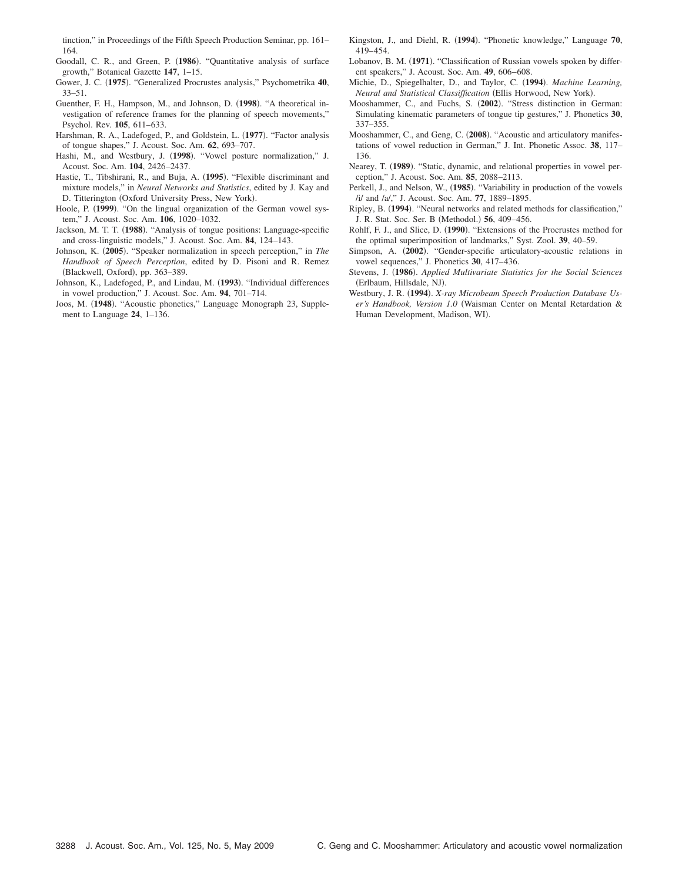tinction," in Proceedings of the Fifth Speech Production Seminar, pp. 161–164.

Goodall, C. R., and Green, P. (**1986**). "Quantitative analysis of surface growth," Botanical Gazette **147**, 1–15.

Gower, J. C. (**1975**). "Generalized Procrustes analysis," Psychometrika **40**, 33–51.

Guenther, F. H., Hampson, M., and Johnson, D. (**1998**). "A theoretical investigation of reference frames for the planning of speech movements," Psychol. Rev. **105**, 611–633.

Harshman, R. A., Ladefoged, P., and Goldstein, L. (**1977**). "Factor analysis of tongue shapes," J. Acoust. Soc. Am. **62**, 693–707.

Hashi, M., and Westbury, J. (**1998**). "Vowel posture normalization," J. Acoust. Soc. Am. **104**, 2426–2437.

Hastie, T., Tibshirani, R., and Buja, A. (**1995**). "Flexible discriminant and mixture models," in *Neural Networks and Statistics*, edited by J. Kay and D. Titterington (Oxford University Press, New York).

Hoole, P. (**1999**). "On the lingual organization of the German vowel system," J. Acoust. Soc. Am. **106**, 1020–1032.

Jackson, M. T. T. (**1988**). "Analysis of tongue positions: Language-specific and cross-linguistic models," J. Acoust. Soc. Am. **84**, 124–143.

Johnson, K. (**2005**). "Speaker normalization in speech perception," in *The Handbook of Speech Perception*, edited by D. Pisoni and R. Remez (Blackwell, Oxford), pp. 363–389.

Johnson, K., Ladefoged, P., and Lindau, M. (**1993**). "Individual differences in vowel production," J. Acoust. Soc. Am. **94**, 701–714.

Joos, M. (**1948**). "Acoustic phonetics," Language Monograph 23, Supplement to Language **24**, 1–136.

Kingston, J., and Diehl, R. (**1994**). "Phonetic knowledge," Language **70**, 419–454.

Lobanov, B. M. (**1971**). "Classification of Russian vowels spoken by different speakers," J. Acoust. Soc. Am. **49**, 606–608.

Michie, D., Spiegelhalter, D., and Taylor, C. (**1994**). *Machine Learning, Neural and Statistical Classiffication* (Ellis Horwood, New York).

Mooshammer, C., and Fuchs, S. (**2002**). "Stress distinction in German: Simulating kinematic parameters of tongue tip gestures," J. Phonetics **30**, 337–355.

Mooshammer, C., and Geng, C. (**2008**). "Acoustic and articulatory manifestations of vowel reduction in German," J. Int. Phonetic Assoc. **38**, 117–136.

Nearey, T. (**1989**). "Static, dynamic, and relational properties in vowel perception," J. Acoust. Soc. Am. **85**, 2088–2113.

Perkell, J., and Nelson, W., (**1985**). "Variability in production of the vowels /i/ and /a/," J. Acoust. Soc. Am. **77**, 1889–1895.

Ripley, B. (**1994**). "Neural networks and related methods for classification," J. R. Stat. Soc. Ser. B (Methodol.) **56**, 409–456.

Rohlf, F. J., and Slice, D. (**1990**). "Extensions of the Procrustes method for the optimal superimposition of landmarks," Syst. Zool. **39**, 40–59.

Simpson, A. (**2002**). "Gender-specific articulatory-acoustic relations in vowel sequences," J. Phonetics **30**, 417–436.

Stevens, J. (**1986**). *Applied Multivariate Statistics for the Social Sciences* (Erlbaum, Hillsdale, NJ).

Westbury, J. R. (**1994**). *X-ray Microbeam Speech Production Database User's Handbook, Version 1.0* (Waisman Center on Mental Retardation & Human Development, Madison, WI).